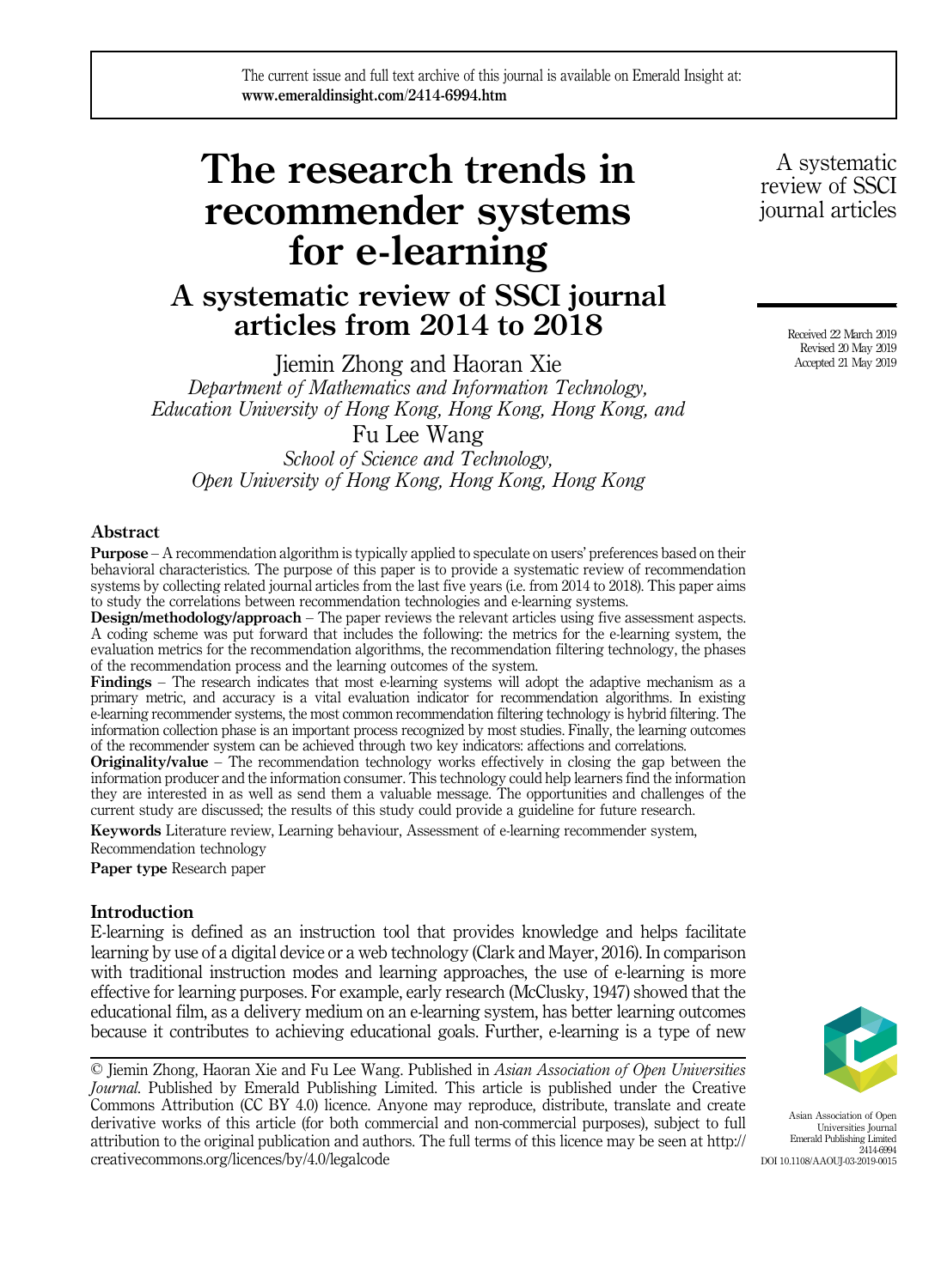The current issue and full text archive of this journal is available on Emerald Insight at: www.emeraldinsight.com/2414-6994.htm

# The research trends in recommender systems for e-learning

## A systematic review of SSCI journal articles from 2014 to 2018

Jiemin Zhong and Haoran Xie
*Department of Mathematics and Information Technology, Education University of Hong Kong, Hong Kong, Hong Kong, and*
Fu Lee Wang
*School of Science and Technology, Open University of Hong Kong, Hong Kong, Hong Kong*

Received 22 March 2019
Revised 20 May 2019
Accepted 21 May 2019

### Abstract

**Purpose** – A recommendation algorithm is typically applied to speculate on users' preferences based on their behavioral characteristics. The purpose of this paper is to provide a systematic review of recommendation systems by collecting related journal articles from the last five years (i.e. from 2014 to 2018). This paper aims to study the correlations between recommendation technologies and e-learning systems.

**Design/methodology/approach** – The paper reviews the relevant articles using five assessment aspects. A coding scheme was put forward that includes the following: the metrics for the e-learning system, the evaluation metrics for the recommendation algorithms, the recommendation filtering technology, the phases of the recommendation process and the learning outcomes of the system.

**Findings** – The research indicates that most e-learning systems will adopt the adaptive mechanism as a primary metric, and accuracy is a vital evaluation indicator for recommendation algorithms. In existing e-learning recommender systems, the most common recommendation filtering technology is hybrid filtering. The information collection phase is an important process recognized by most studies. Finally, the learning outcomes of the recommender system can be achieved through two key indicators: affections and correlations.

**Originality/value** – The recommendation technology works effectively in closing the gap between the information producer and the information consumer. This technology could help learners find the information they are interested in as well as send them a valuable message. The opportunities and challenges of the current study are discussed; the results of this study could provide a guideline for future research.

**Keywords** Literature review, Learning behaviour, Assessment of e-learning recommender system, Recommendation technology

**Paper type** Research paper

### Introduction

E-learning is defined as an instruction tool that provides knowledge and helps facilitate learning by use of a digital device or a web technology (Clark and Mayer, 2016). In comparison with traditional instruction modes and learning approaches, the use of e-learning is more effective for learning purposes. For example, early research (McClusky, 1947) showed that the educational film, as a delivery medium on an e-learning system, has better learning outcomes because it contributes to achieving educational goals. Further, e-learning is a type of new

© Jiemin Zhong, Haoran Xie and Fu Lee Wang. Published in *Asian Association of Open Universities Journal*. Published by Emerald Publishing Limited. This article is published under the Creative Commons Attribution (CC BY 4.0) licence. Anyone may reproduce, distribute, translate and create derivative works of this article (for both commercial and non-commercial purposes), subject to full attribution to the original publication and authors. The full terms of this licence may be seen at http://creativecommons.org/licences/by/4.0/legalcode

Asian Association of Open Universities Journal
Emerald Publishing Limited
2414-6994
DOI 10.1108/AAOUJ-03-2019-0015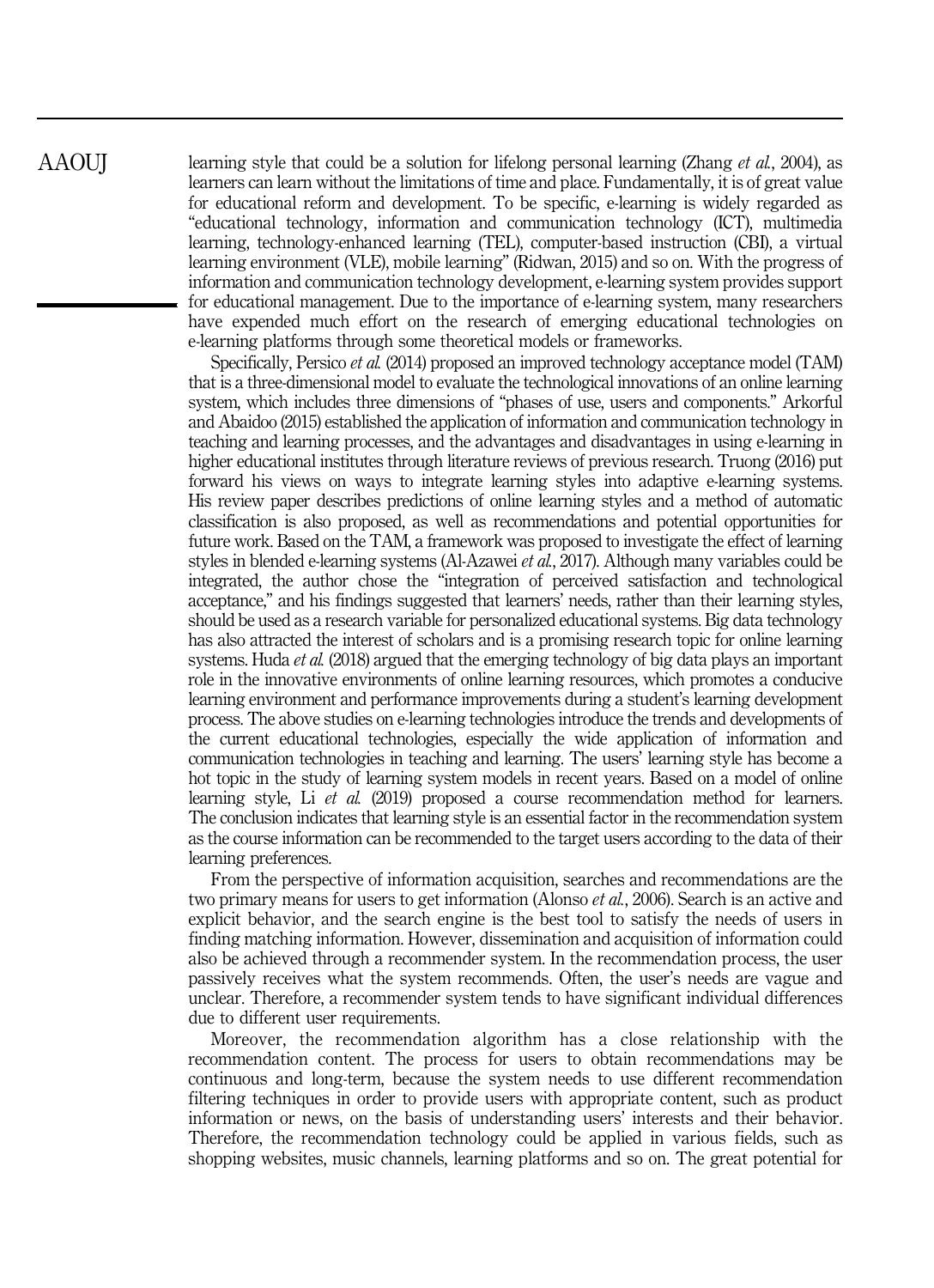learning style that could be a solution for lifelong personal learning (Zhang *et al.*, 2004), as learners can learn without the limitations of time and place. Fundamentally, it is of great value for educational reform and development. To be specific, e-learning is widely regarded as "educational technology, information and communication technology (ICT), multimedia learning, technology-enhanced learning (TEL), computer-based instruction (CBI), a virtual learning environment (VLE), mobile learning" (Ridwan, 2015) and so on. With the progress of information and communication technology development, e-learning system provides support for educational management. Due to the importance of e-learning system, many researchers have expended much effort on the research of emerging educational technologies on e-learning platforms through some theoretical models or frameworks.

Specifically, Persico *et al.* (2014) proposed an improved technology acceptance model (TAM) that is a three-dimensional model to evaluate the technological innovations of an online learning system, which includes three dimensions of "phases of use, users and components." Arkorful and Abaidoo (2015) established the application of information and communication technology in teaching and learning processes, and the advantages and disadvantages in using e-learning in higher educational institutes through literature reviews of previous research. Truong (2016) put forward his views on ways to integrate learning styles into adaptive e-learning systems. His review paper describes predictions of online learning styles and a method of automatic classification is also proposed, as well as recommendations and potential opportunities for future work. Based on the TAM, a framework was proposed to investigate the effect of learning styles in blended e-learning systems (Al-Azawei *et al.*, 2017). Although many variables could be integrated, the author chose the "integration of perceived satisfaction and technological acceptance," and his findings suggested that learners' needs, rather than their learning styles, should be used as a research variable for personalized educational systems. Big data technology has also attracted the interest of scholars and is a promising research topic for online learning systems. Huda *et al.* (2018) argued that the emerging technology of big data plays an important role in the innovative environments of online learning resources, which promotes a conducive learning environment and performance improvements during a student's learning development process. The above studies on e-learning technologies introduce the trends and developments of the current educational technologies, especially the wide application of information and communication technologies in teaching and learning. The users' learning style has become a hot topic in the study of learning system models in recent years. Based on a model of online learning style, Li *et al.* (2019) proposed a course recommendation method for learners. The conclusion indicates that learning style is an essential factor in the recommendation system as the course information can be recommended to the target users according to the data of their learning preferences.

From the perspective of information acquisition, searches and recommendations are the two primary means for users to get information (Alonso *et al.*, 2006). Search is an active and explicit behavior, and the search engine is the best tool to satisfy the needs of users in finding matching information. However, dissemination and acquisition of information could also be achieved through a recommender system. In the recommendation process, the user passively receives what the system recommends. Often, the user's needs are vague and unclear. Therefore, a recommender system tends to have significant individual differences due to different user requirements.

Moreover, the recommendation algorithm has a close relationship with the recommendation content. The process for users to obtain recommendations may be continuous and long-term, because the system needs to use different recommendation filtering techniques in order to provide users with appropriate content, such as product information or news, on the basis of understanding users' interests and their behavior. Therefore, the recommendation technology could be applied in various fields, such as shopping websites, music channels, learning platforms and so on. The great potential for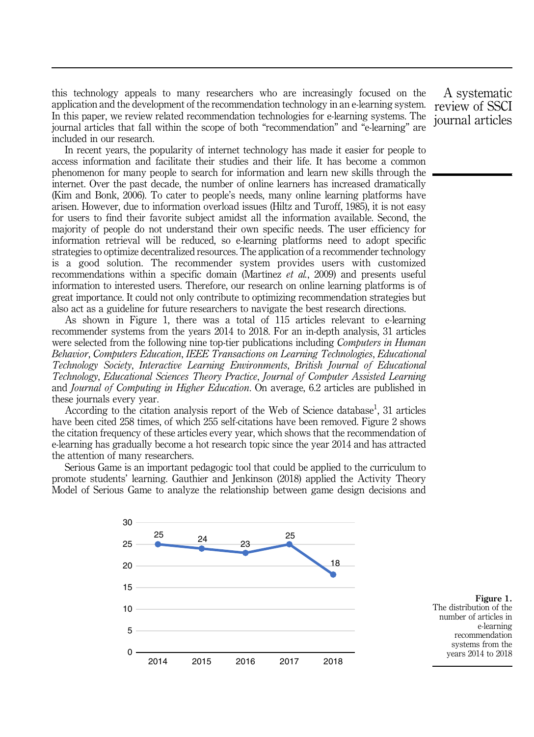this technology appeals to many researchers who are increasingly focused on the application and the development of the recommendation technology in an e-learning system. In this paper, we review related recommendation technologies for e-learning systems. The journal articles that fall within the scope of both "recommendation" and "e-learning" are included in our research.

In recent years, the popularity of internet technology has made it easier for people to access information and facilitate their studies and their life. It has become a common phenomenon for many people to search for information and learn new skills through the internet. Over the past decade, the number of online learners has increased dramatically (Kim and Bonk, 2006). To cater to people's needs, many online learning platforms have arisen. However, due to information overload issues (Hiltz and Turoff, 1985), it is not easy for users to find their favorite subject amidst all the information available. Second, the majority of people do not understand their own specific needs. The user efficiency for information retrieval will be reduced, so e-learning platforms need to adopt specific strategies to optimize decentralized resources. The application of a recommender technology is a good solution. The recommender system provides users with customized recommendations within a specific domain (Martínez *et al.*, 2009) and presents useful information to interested users. Therefore, our research on online learning platforms is of great importance. It could not only contribute to optimizing recommendation strategies but also act as a guideline for future researchers to navigate the best research directions.

As shown in Figure 1, there was a total of 115 articles relevant to e-learning recommender systems from the years 2014 to 2018. For an in-depth analysis, 31 articles were selected from the following nine top-tier publications including *Computers in Human Behavior*, *Computers Education*, *IEEE Transactions on Learning Technologies*, *Educational Technology Society*, *Interactive Learning Environments*, *British Journal of Educational Technology*, *Educational Sciences Theory Practice*, *Journal of Computer Assisted Learning* and *Journal of Computing in Higher Education*. On average, 6.2 articles are published in these journals every year.

According to the citation analysis report of the Web of Science database[1], 31 articles have been cited 258 times, of which 255 self-citations have been removed. Figure 2 shows the citation frequency of these articles every year, which shows that the recommendation of e-learning has gradually become a hot research topic since the year 2014 and has attracted the attention of many researchers.

Serious Game is an important pedagogic tool that could be applied to the curriculum to promote students' learning. Gauthier and Jenkinson (2018) applied the Activity Theory Model of Serious Game to analyze the relationship between game design decisions and

| Year | 2014 | 2015 | 2016 | 2017 | 2018 |
|---|---|---|---|---|---|
| Number of articles | 25 | 24 | 23 | 25 | 18 |

**Figure 1.** The distribution of the number of articles in e-learning recommendation systems from the years 2014 to 2018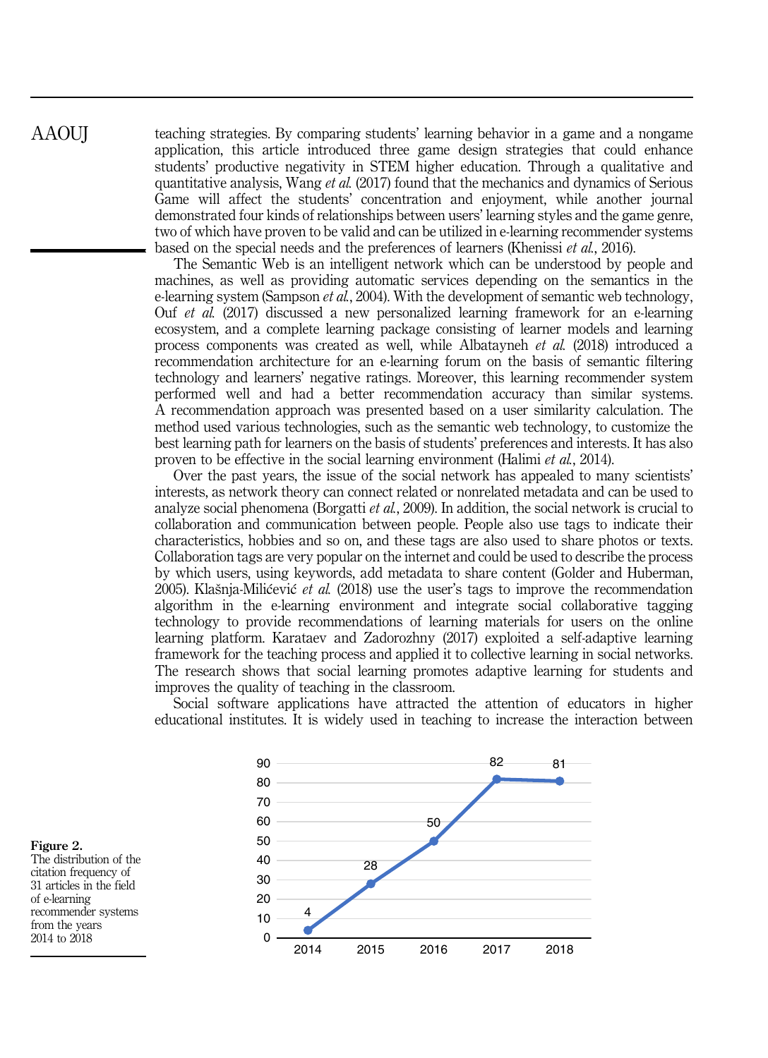teaching strategies. By comparing students' learning behavior in a game and a nongame application, this article introduced three game design strategies that could enhance students' productive negativity in STEM higher education. Through a qualitative and quantitative analysis, Wang *et al.* (2017) found that the mechanics and dynamics of Serious Game will affect the students' concentration and enjoyment, while another journal demonstrated four kinds of relationships between users' learning styles and the game genre, two of which have proven to be valid and can be utilized in e-learning recommender systems based on the special needs and the preferences of learners (Khenissi *et al.*, 2016).

The Semantic Web is an intelligent network which can be understood by people and machines, as well as providing automatic services depending on the semantics in the e-learning system (Sampson *et al.*, 2004). With the development of semantic web technology, Ouf *et al.* (2017) discussed a new personalized learning framework for an e-learning ecosystem, and a complete learning package consisting of learner models and learning process components was created as well, while Albatayneh *et al.* (2018) introduced a recommendation architecture for an e-learning forum on the basis of semantic filtering technology and learners' negative ratings. Moreover, this learning recommender system performed well and had a better recommendation accuracy than similar systems. A recommendation approach was presented based on a user similarity calculation. The method used various technologies, such as the semantic web technology, to customize the best learning path for learners on the basis of students' preferences and interests. It has also proven to be effective in the social learning environment (Halimi et al., 2014).

Over the past years, the issue of the social network has appealed to many scientists' interests, as network theory can connect related or nonrelated metadata and can be used to analyze social phenomena (Borgatti *et al.*, 2009). In addition, the social network is crucial to collaboration and communication between people. People also use tags to indicate their characteristics, hobbies and so on, and these tags are also used to share photos or texts. Collaboration tags are very popular on the internet and could be used to describe the process by which users, using keywords, add metadata to share content (Golder and Huberman, 2005). Klašnja-Milićević *et al.* (2018) use the user's tags to improve the recommendation algorithm in the e-learning environment and integrate social collaborative tagging technology to provide recommendations of learning materials for users on the online learning platform. Karataev and Zadorozhny (2017) exploited a self-adaptive learning framework for the teaching process and applied it to collective learning in social networks. The research shows that social learning promotes adaptive learning for students and improves the quality of teaching in the classroom.

Social software applications have attracted the attention of educators in higher educational institutes. It is widely used in teaching to increase the interaction between

| Year | Citation frequency |
|---|---|
| 2014 | 4 |
| 2015 | 28 |
| 2016 | 50 |
| 2017 | 82 |
| 2018 | 81 |

**Figure 2.** The distribution of the citation frequency of 31 articles in the field of e-learning recommender systems from the years 2014 to 2018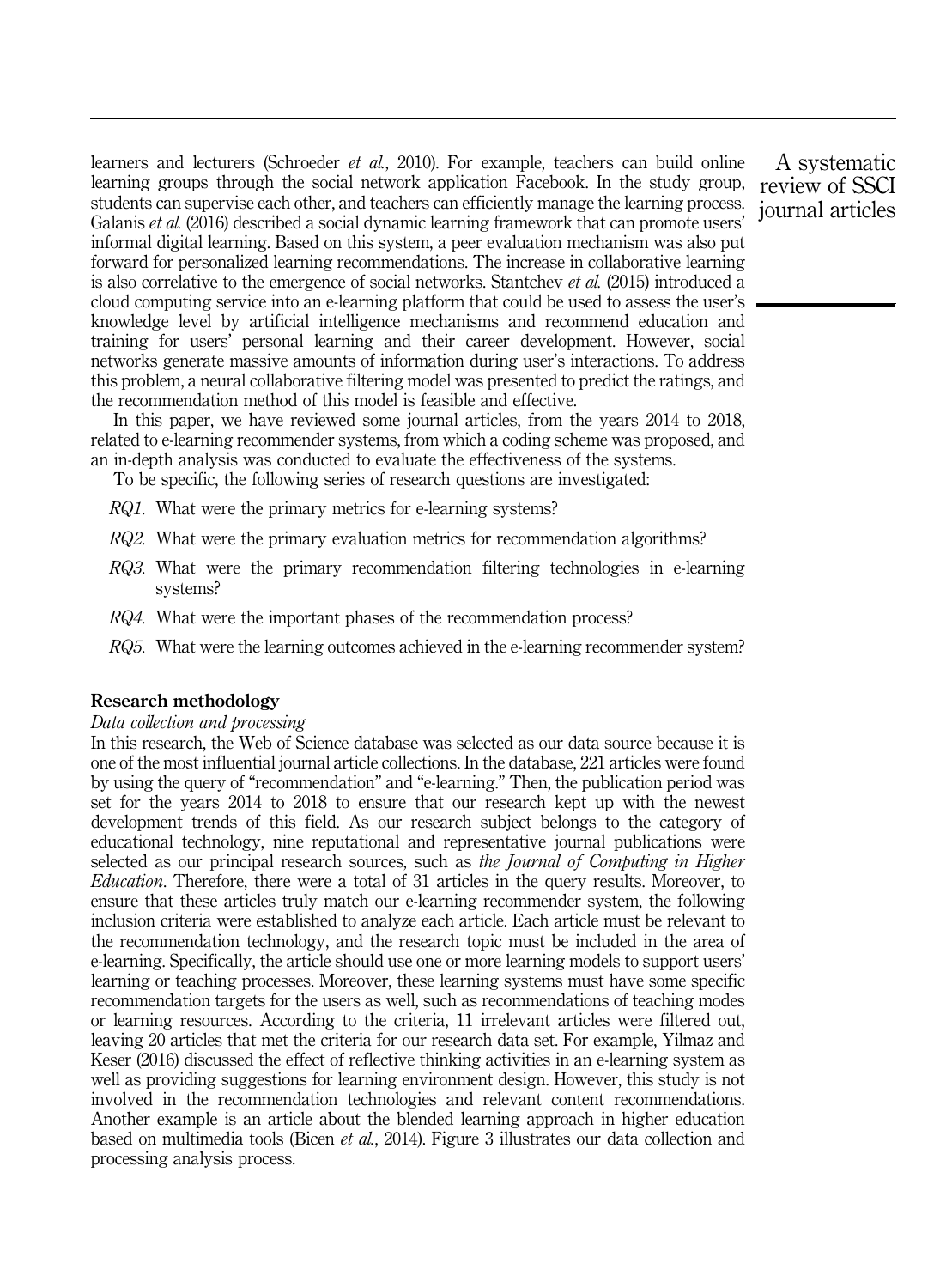learners and lecturers (Schroeder *et al.*, 2010). For example, teachers can build online learning groups through the social network application Facebook. In the study group, students can supervise each other, and teachers can efficiently manage the learning process. Galanis *et al.* (2016) described a social dynamic learning framework that can promote users' informal digital learning. Based on this system, a peer evaluation mechanism was also put forward for personalized learning recommendations. The increase in collaborative learning is also correlative to the emergence of social networks. Stantchev *et al.* (2015) introduced a cloud computing service into an e-learning platform that could be used to assess the user's knowledge level by artificial intelligence mechanisms and recommend education and training for users' personal learning and their career development. However, social networks generate massive amounts of information during user's interactions. To address this problem, a neural collaborative filtering model was presented to predict the ratings, and the recommendation method of this model is feasible and effective.

In this paper, we have reviewed some journal articles, from the years 2014 to 2018, related to e-learning recommender systems, from which a coding scheme was proposed, and an in-depth analysis was conducted to evaluate the effectiveness of the systems.

To be specific, the following series of research questions are investigated:

- *RQ1.* What were the primary metrics for e-learning systems?
- *RQ2.* What were the primary evaluation metrics for recommendation algorithms?
- *RQ3.* What were the primary recommendation filtering technologies in e-learning systems?
- *RQ4.* What were the important phases of the recommendation process?
- *RQ5.* What were the learning outcomes achieved in the e-learning recommender system?

## Research methodology

### *Data collection and processing*

In this research, the Web of Science database was selected as our data source because it is one of the most influential journal article collections. In the database, 221 articles were found by using the query of "recommendation" and "e-learning." Then, the publication period was set for the years 2014 to 2018 to ensure that our research kept up with the newest development trends of this field. As our research subject belongs to the category of educational technology, nine reputational and representative journal publications were selected as our principal research sources, such as *the Journal of Computing in Higher Education*. Therefore, there were a total of 31 articles in the query results. Moreover, to ensure that these articles truly match our e-learning recommender system, the following inclusion criteria were established to analyze each article. Each article must be relevant to the recommendation technology, and the research topic must be included in the area of e-learning. Specifically, the article should use one or more learning models to support users' learning or teaching processes. Moreover, these learning systems must have some specific recommendation targets for the users as well, such as recommendations of teaching modes or learning resources. According to the criteria, 11 irrelevant articles were filtered out, leaving 20 articles that met the criteria for our research data set. For example, Yilmaz and Keser (2016) discussed the effect of reflective thinking activities in an e-learning system as well as providing suggestions for learning environment design. However, this study is not involved in the recommendation technologies and relevant content recommendations. Another example is an article about the blended learning approach in higher education based on multimedia tools (Bicen *et al.*, 2014). Figure 3 illustrates our data collection and processing analysis process.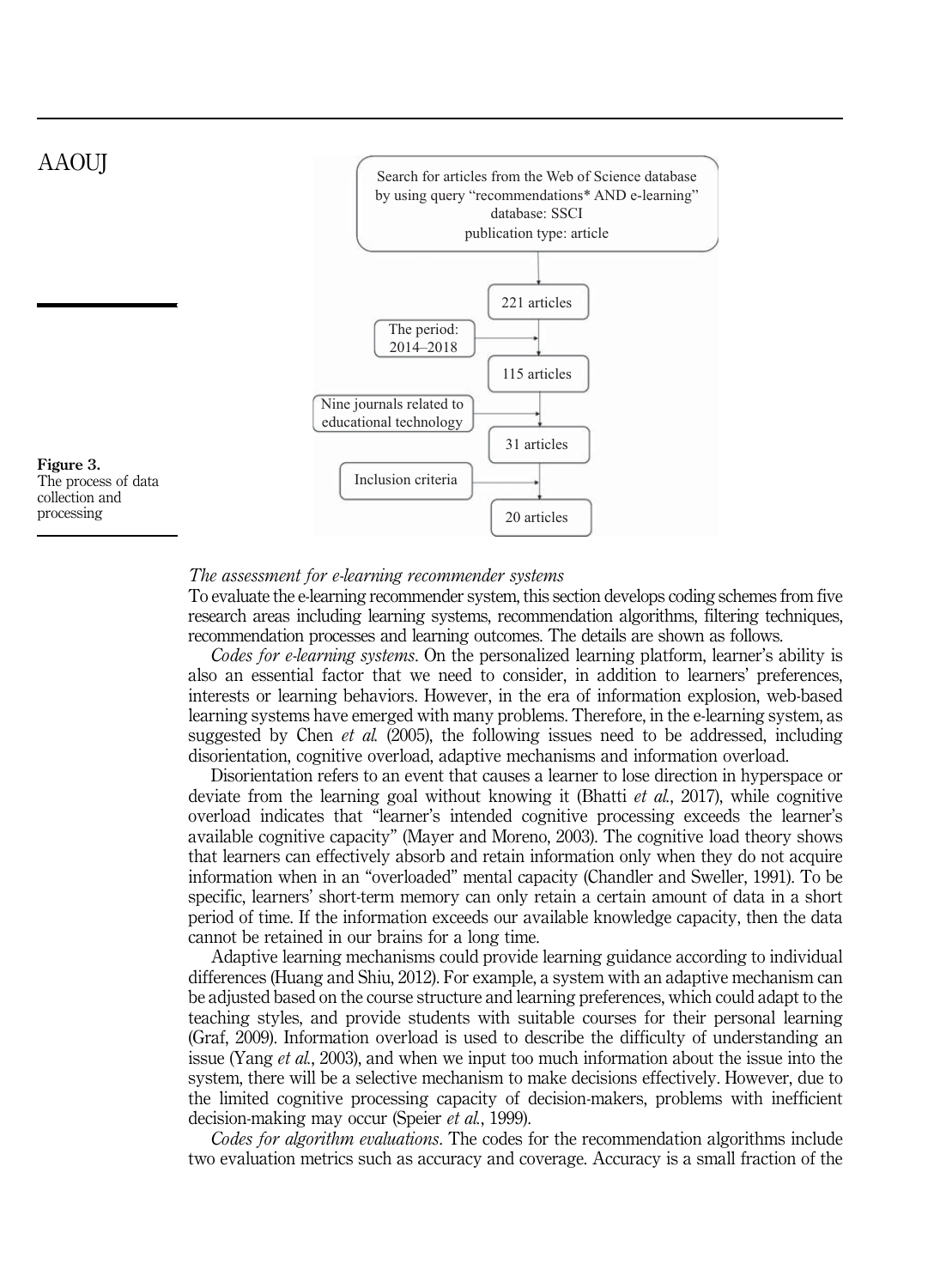Search for articles from the Web of Science database by using query "recommendations* AND e-learning" database: SSCI publication type: article

221 articles

The period: 2014–2018

115 articles

Nine journals related to educational technology

31 articles

Inclusion criteria

20 articles

**Figure 3.** The process of data collection and processing

*The assessment for e-learning recommender systems*

To evaluate the e-learning recommender system, this section develops coding schemes from five research areas including learning systems, recommendation algorithms, filtering techniques, recommendation processes and learning outcomes. The details are shown as follows.

*Codes for e-learning systems*. On the personalized learning platform, learner's ability is also an essential factor that we need to consider, in addition to learners' preferences, interests or learning behaviors. However, in the era of information explosion, web-based learning systems have emerged with many problems. Therefore, in the e-learning system, as suggested by Chen *et al.* (2005), the following issues need to be addressed, including disorientation, cognitive overload, adaptive mechanisms and information overload.

Disorientation refers to an event that causes a learner to lose direction in hyperspace or deviate from the learning goal without knowing it (Bhatti *et al.*, 2017), while cognitive overload indicates that "learner's intended cognitive processing exceeds the learner's available cognitive capacity" (Mayer and Moreno, 2003). The cognitive load theory shows that learners can effectively absorb and retain information only when they do not acquire information when in an "overloaded" mental capacity (Chandler and Sweller, 1991). To be specific, learners' short-term memory can only retain a certain amount of data in a short period of time. If the information exceeds our available knowledge capacity, then the data cannot be retained in our brains for a long time.

Adaptive learning mechanisms could provide learning guidance according to individual differences (Huang and Shiu, 2012). For example, a system with an adaptive mechanism can be adjusted based on the course structure and learning preferences, which could adapt to the teaching styles, and provide students with suitable courses for their personal learning (Graf, 2009). Information overload is used to describe the difficulty of understanding an issue (Yang *et al.*, 2003), and when we input too much information about the issue into the system, there will be a selective mechanism to make decisions effectively. However, due to the limited cognitive processing capacity of decision-makers, problems with inefficient decision-making may occur (Speier *et al.*, 1999).

*Codes for algorithm evaluations*. The codes for the recommendation algorithms include two evaluation metrics such as accuracy and coverage. Accuracy is a small fraction of the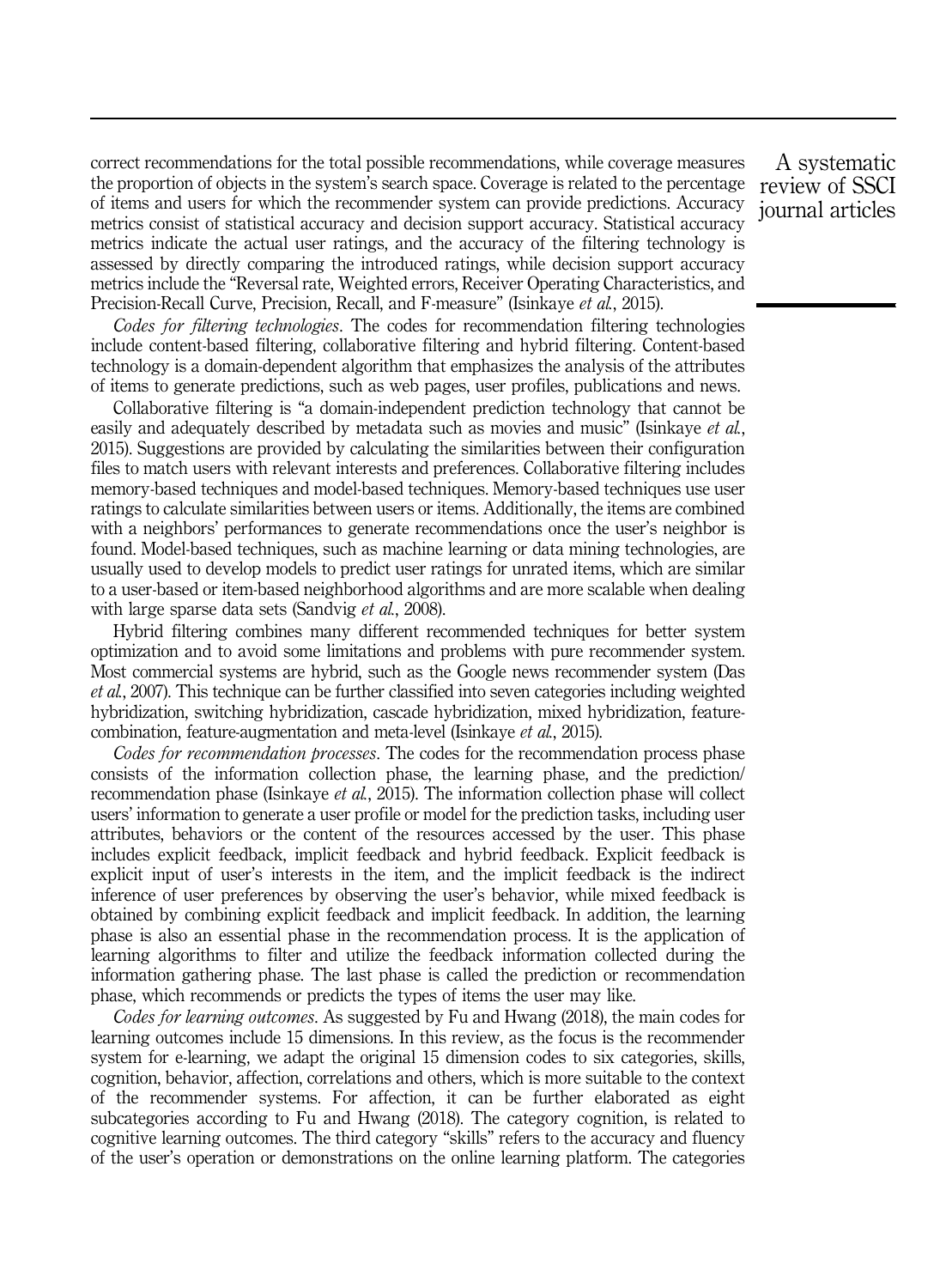correct recommendations for the total possible recommendations, while coverage measures the proportion of objects in the system's search space. Coverage is related to the percentage of items and users for which the recommender system can provide predictions. Accuracy metrics consist of statistical accuracy and decision support accuracy. Statistical accuracy metrics indicate the actual user ratings, and the accuracy of the filtering technology is assessed by directly comparing the introduced ratings, while decision support accuracy metrics include the "Reversal rate, Weighted errors, Receiver Operating Characteristics, and Precision-Recall Curve, Precision, Recall, and F-measure" (Isinkaye *et al.*, 2015).

*Codes for filtering technologies*. The codes for recommendation filtering technologies include content-based filtering, collaborative filtering and hybrid filtering. Content-based technology is a domain-dependent algorithm that emphasizes the analysis of the attributes of items to generate predictions, such as web pages, user profiles, publications and news.

Collaborative filtering is "a domain-independent prediction technology that cannot be easily and adequately described by metadata such as movies and music" (Isinkaye *et al.*, 2015). Suggestions are provided by calculating the similarities between their configuration files to match users with relevant interests and preferences. Collaborative filtering includes memory-based techniques and model-based techniques. Memory-based techniques use user ratings to calculate similarities between users or items. Additionally, the items are combined with a neighbors' performances to generate recommendations once the user's neighbor is found. Model-based techniques, such as machine learning or data mining technologies, are usually used to develop models to predict user ratings for unrated items, which are similar to a user-based or item-based neighborhood algorithms and are more scalable when dealing with large sparse data sets (Sandvig *et al.*, 2008).

Hybrid filtering combines many different recommended techniques for better system optimization and to avoid some limitations and problems with pure recommender system. Most commercial systems are hybrid, such as the Google news recommender system (Das *et al.*, 2007). This technique can be further classified into seven categories including weighted hybridization, switching hybridization, cascade hybridization, mixed hybridization, feature-combination, feature-augmentation and meta-level (Isinkaye *et al.*, 2015).

*Codes for recommendation processes*. The codes for the recommendation process phase consists of the information collection phase, the learning phase, and the prediction/recommendation phase (Isinkaye *et al.*, 2015). The information collection phase will collect users' information to generate a user profile or model for the prediction tasks, including user attributes, behaviors or the content of the resources accessed by the user. This phase includes explicit feedback, implicit feedback and hybrid feedback. Explicit feedback is explicit input of user's interests in the item, and the implicit feedback is the indirect inference of user preferences by observing the user's behavior, while mixed feedback is obtained by combining explicit feedback and implicit feedback. In addition, the learning phase is also an essential phase in the recommendation process. It is the application of learning algorithms to filter and utilize the feedback information collected during the information gathering phase. The last phase is called the prediction or recommendation phase, which recommends or predicts the types of items the user may like.

*Codes for learning outcomes*. As suggested by Fu and Hwang (2018), the main codes for learning outcomes include 15 dimensions. In this review, as the focus is the recommender system for e-learning, we adapt the original 15 dimension codes to six categories, skills, cognition, behavior, affection, correlations and others, which is more suitable to the context of the recommender systems. For affection, it can be further elaborated as eight subcategories according to Fu and Hwang (2018). The category cognition, is related to cognitive learning outcomes. The third category "skills" refers to the accuracy and fluency of the user's operation or demonstrations on the online learning platform. The categories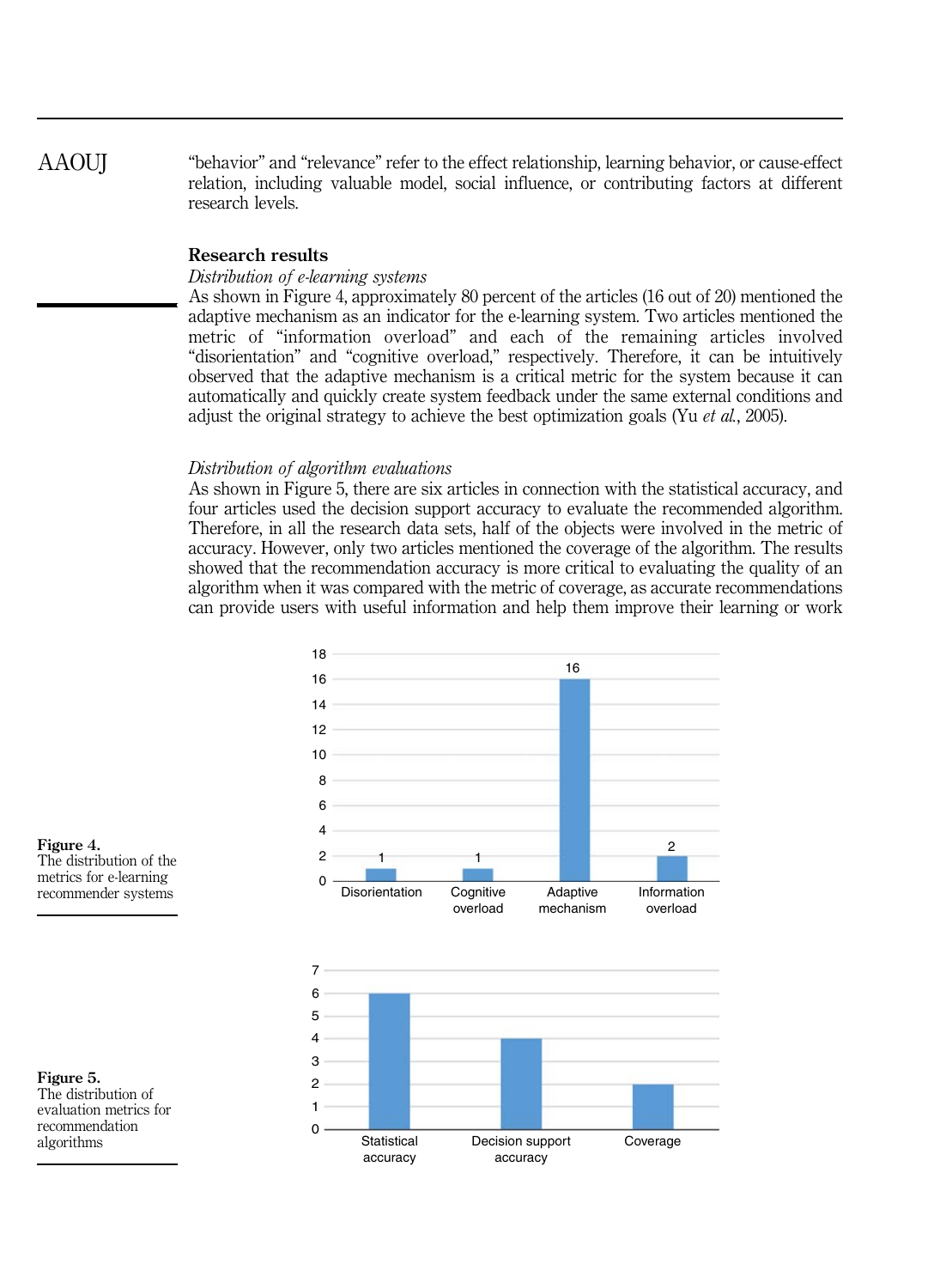"behavior" and "relevance" refer to the effect relationship, learning behavior, or cause-effect relation, including valuable model, social influence, or contributing factors at different research levels.

## Research results

### *Distribution of e-learning systems*

As shown in Figure 4, approximately 80 percent of the articles (16 out of 20) mentioned the adaptive mechanism as an indicator for the e-learning system. Two articles mentioned the metric of "information overload" and each of the remaining articles involved "disorientation" and "cognitive overload," respectively. Therefore, it can be intuitively observed that the adaptive mechanism is a critical metric for the system because it can automatically and quickly create system feedback under the same external conditions and adjust the original strategy to achieve the best optimization goals (Yu *et al.*, 2005).

### *Distribution of algorithm evaluations*

As shown in Figure 5, there are six articles in connection with the statistical accuracy, and four articles used the decision support accuracy to evaluate the recommended algorithm. Therefore, in all the research data sets, half of the objects were involved in the metric of accuracy. However, only two articles mentioned the coverage of the algorithm. The results showed that the recommendation accuracy is more critical to evaluating the quality of an algorithm when it was compared with the metric of coverage, as accurate recommendations can provide users with useful information and help them improve their learning or work

**Figure 4.** The distribution of the metrics for e-learning recommender systems

| Metric | Number of articles |
|---|---|
| Disorientation | 1 |
| Cognitive overload | 1 |
| Adaptive mechanism | 16 |
| Information overload | 2 |

**Figure 5.** The distribution of evaluation metrics for recommendation algorithms

| Metric | Number of articles |
|---|---|
| Statistical accuracy | 6 |
| Decision support accuracy | 4 |
| Coverage | 2 |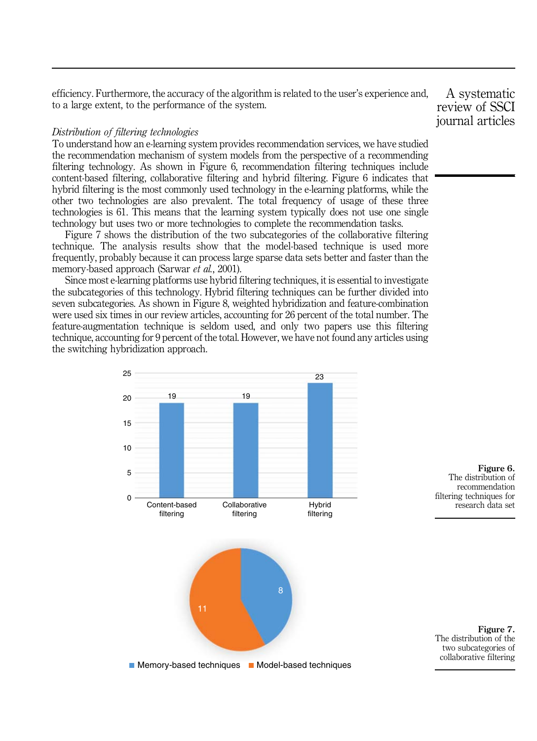efficiency. Furthermore, the accuracy of the algorithm is related to the user's experience and, to a large extent, to the performance of the system.

### *Distribution of filtering technologies*

To understand how an e-learning system provides recommendation services, we have studied the recommendation mechanism of system models from the perspective of a recommending filtering technology. As shown in Figure 6, recommendation filtering techniques include content-based filtering, collaborative filtering and hybrid filtering. Figure 6 indicates that hybrid filtering is the most commonly used technology in the e-learning platforms, while the other two technologies are also prevalent. The total frequency of usage of these three technologies is 61. This means that the learning system typically does not use one single technology but uses two or more technologies to complete the recommendation tasks.

Figure 7 shows the distribution of the two subcategories of the collaborative filtering technique. The analysis results show that the model-based technique is used more frequently, probably because it can process large sparse data sets better and faster than the memory-based approach (Sarwar *et al.*, 2001).

Since most e-learning platforms use hybrid filtering techniques, it is essential to investigate the subcategories of this technology. Hybrid filtering techniques can be further divided into seven subcategories. As shown in Figure 8, weighted hybridization and feature-combination were used six times in our review articles, accounting for 26 percent of the total number. The feature-augmentation technique is seldom used, and only two papers use this filtering technique, accounting for 9 percent of the total. However, we have not found any articles using the switching hybridization approach.

**Figure 6.** The distribution of recommendation filtering techniques for research data set

**Figure 7.** The distribution of the two subcategories of collaborative filtering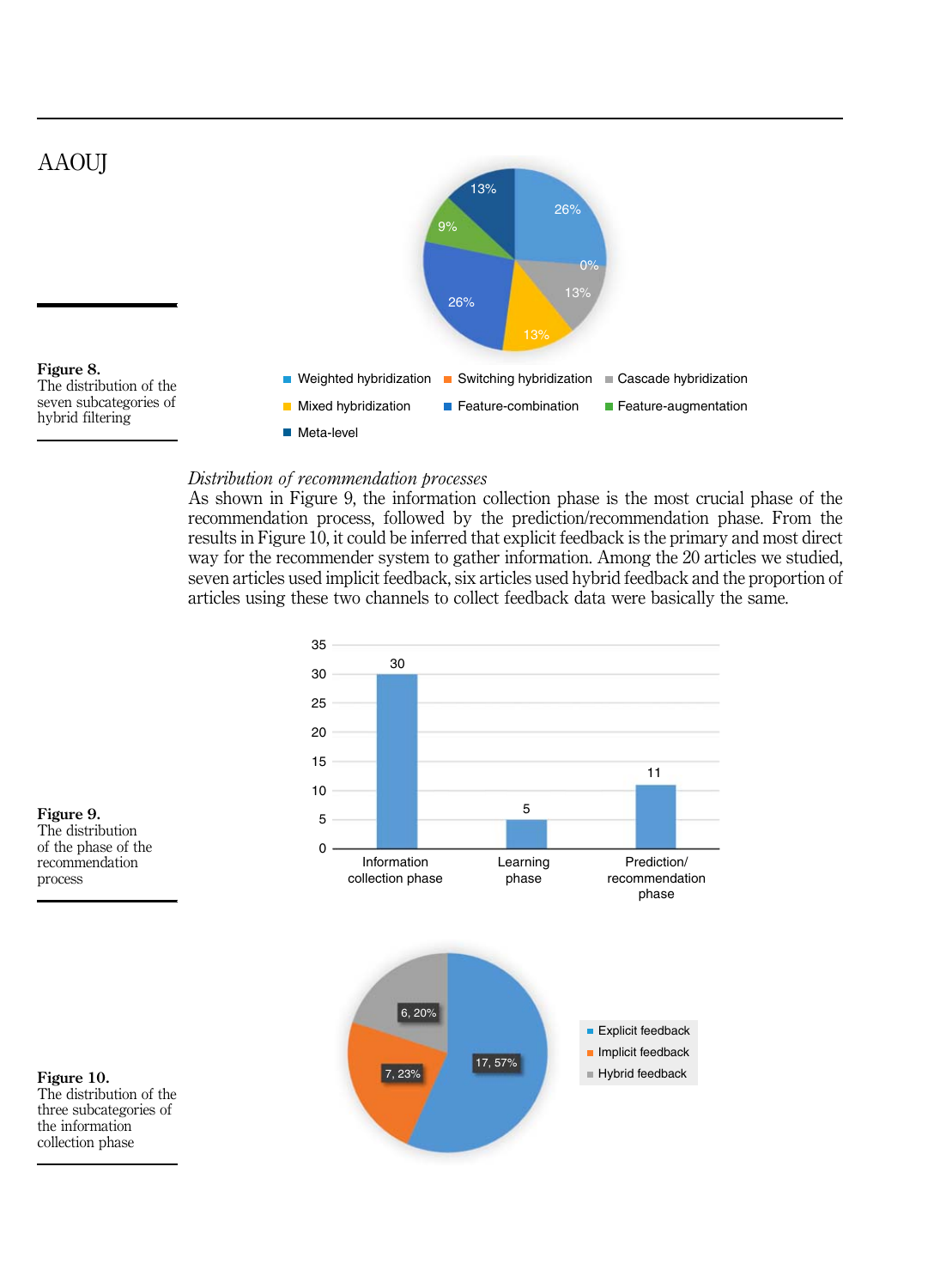**Figure 8.**
The distribution of the seven subcategories of hybrid filtering

*Distribution of recommendation processes*

As shown in Figure 9, the information collection phase is the most crucial phase of the recommendation process, followed by the prediction/recommendation phase. From the results in Figure 10, it could be inferred that explicit feedback is the primary and most direct way for the recommender system to gather information. Among the 20 articles we studied, seven articles used implicit feedback, six articles used hybrid feedback and the proportion of articles using these two channels to collect feedback data were basically the same.

**Figure 9.**
The distribution of the phase of the recommendation process

**Figure 10.**
The distribution of the three subcategories of the information collection phase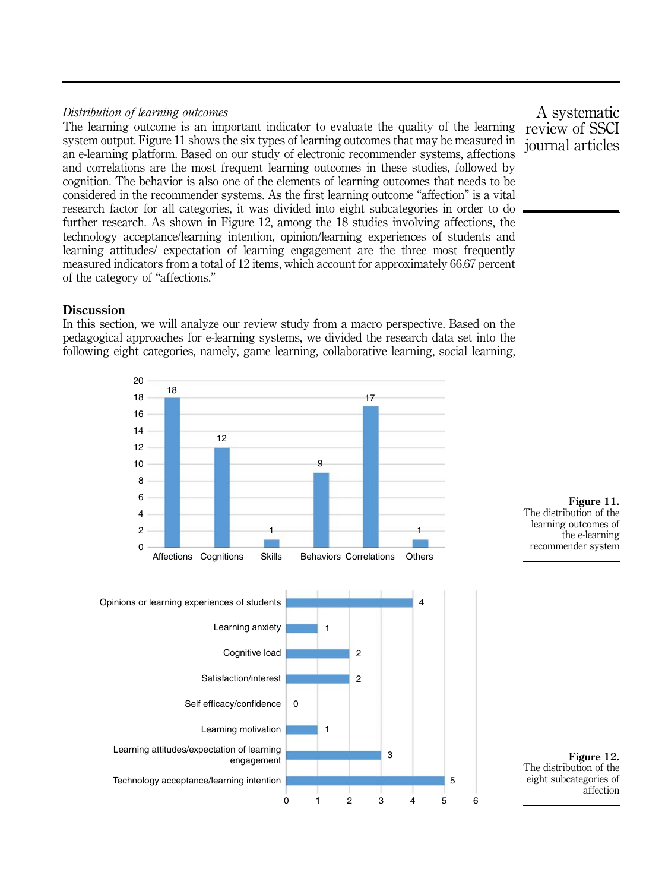*Distribution of learning outcomes*

The learning outcome is an important indicator to evaluate the quality of the learning system output. Figure 11 shows the six types of learning outcomes that may be measured in an e-learning platform. Based on our study of electronic recommender systems, affections and correlations are the most frequent learning outcomes in these studies, followed by cognition. The behavior is also one of the elements of learning outcomes that needs to be considered in the recommender systems. As the first learning outcome "affection" is a vital research factor for all categories, it was divided into eight subcategories in order to do further research. As shown in Figure 12, among the 18 studies involving affections, the technology acceptance/learning intention, opinion/learning experiences of students and learning attitudes/ expectation of learning engagement are the three most frequently measured indicators from a total of 12 items, which account for approximately 66.67 percent of the category of "affections."

## Discussion

In this section, we will analyze our review study from a macro perspective. Based on the pedagogical approaches for e-learning systems, we divided the research data set into the following eight categories, namely, game learning, collaborative learning, social learning,

| Learning outcome | Count |
|---|---|
| Affections | 18 |
| Cognitions | 12 |
| Skills | 1 |
| Behaviors | 9 |
| Correlations | 17 |
| Others | 1 |

**Figure 11.** The distribution of the learning outcomes of the e-learning recommender system

| Subcategory of affection | Count |
|---|---|
| Opinions or learning experiences of students | 4 |
| Learning anxiety | 1 |
| Cognitive load | 2 |
| Satisfaction/interest | 2 |
| Self efficacy/confidence | 0 |
| Learning motivation | 1 |
| Learning attitudes/expectation of learning engagement | 3 |
| Technology acceptance/learning intention | 5 |

**Figure 12.** The distribution of the eight subcategories of affection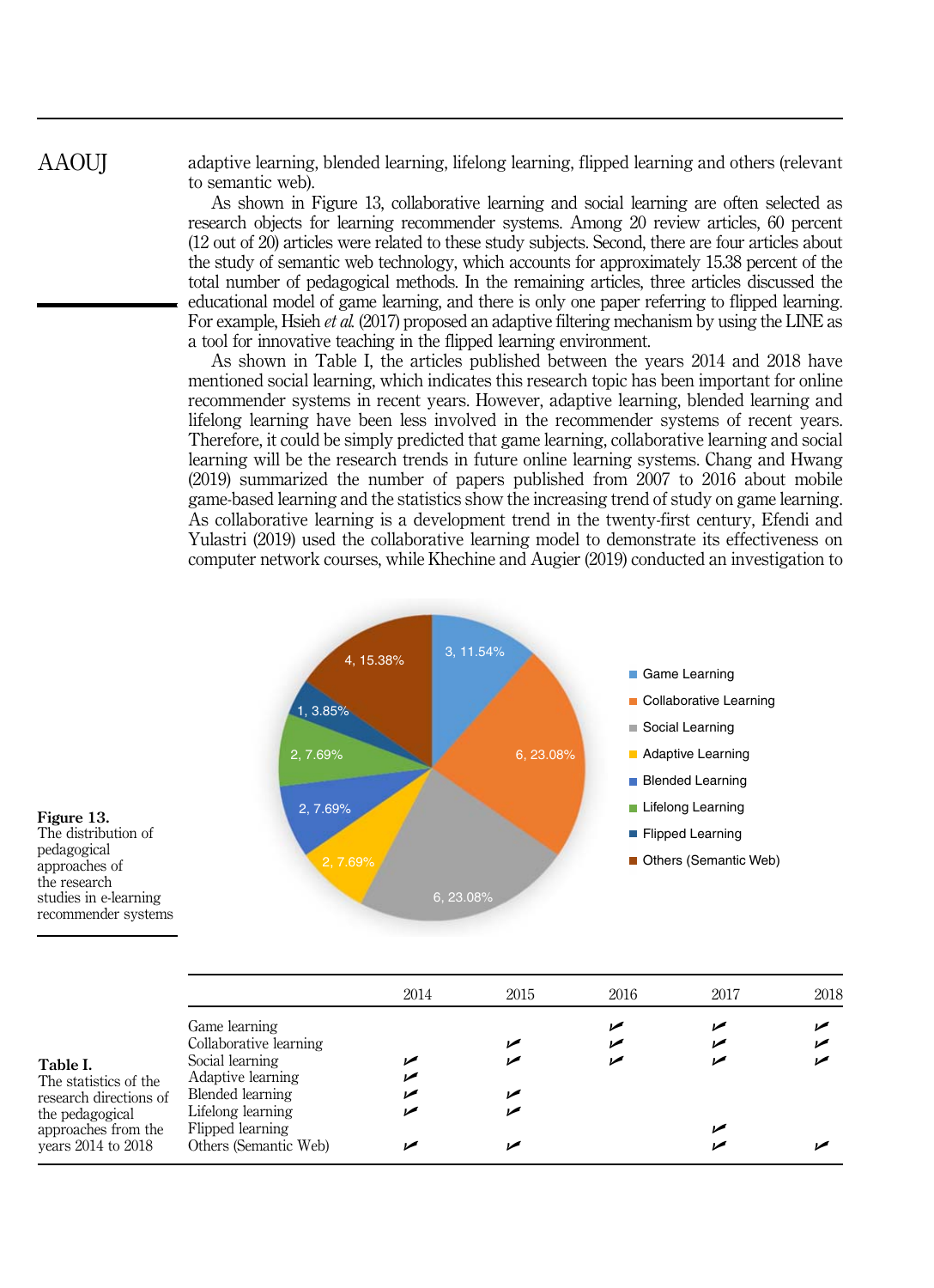adaptive learning, blended learning, lifelong learning, flipped learning and others (relevant to semantic web).

As shown in Figure 13, collaborative learning and social learning are often selected as research objects for learning recommender systems. Among 20 review articles, 60 percent (12 out of 20) articles were related to these study subjects. Second, there are four articles about the study of semantic web technology, which accounts for approximately 15.38 percent of the total number of pedagogical methods. In the remaining articles, three articles discussed the educational model of game learning, and there is only one paper referring to flipped learning. For example, Hsieh *et al.* (2017) proposed an adaptive filtering mechanism by using the LINE as a tool for innovative teaching in the flipped learning environment.

As shown in Table I, the articles published between the years 2014 and 2018 have mentioned social learning, which indicates this research topic has been important for online recommender systems in recent years. However, adaptive learning, blended learning and lifelong learning have been less involved in the recommender systems of recent years. Therefore, it could be simply predicted that game learning, collaborative learning and social learning will be the research trends in future online learning systems. Chang and Hwang (2019) summarized the number of papers published from 2007 to 2016 about mobile game-based learning and the statistics show the increasing trend of study on game learning. As collaborative learning is a development trend in the twenty-first century, Efendi and Yulastri (2019) used the collaborative learning model to demonstrate its effectiveness on computer network courses, while Khechine and Augier (2019) conducted an investigation to

**Figure 13.** The distribution of pedagogical approaches of the research studies in e-learning recommender systems

| | 2014 | 2015 | 2016 | 2017 | 2018 |
|---|---|---|---|---|---|
| Game learning | | | ✓ | ✓ | ✓ |
| Collaborative learning | | ✓ | ✓ | ✓ | ✓ |
| Social learning | ✓ | ✓ | ✓ | ✓ | ✓ |
| Adaptive learning | ✓ | | | | |
| Blended learning | ✓ | ✓ | | | |
| Lifelong learning | ✓ | ✓ | | | |
| Flipped learning | | | | ✓ | |
| Others (Semantic Web) | ✓ | ✓ | | ✓ | ✓ |

**Table I.** The statistics of the research directions of the pedagogical approaches from the years 2014 to 2018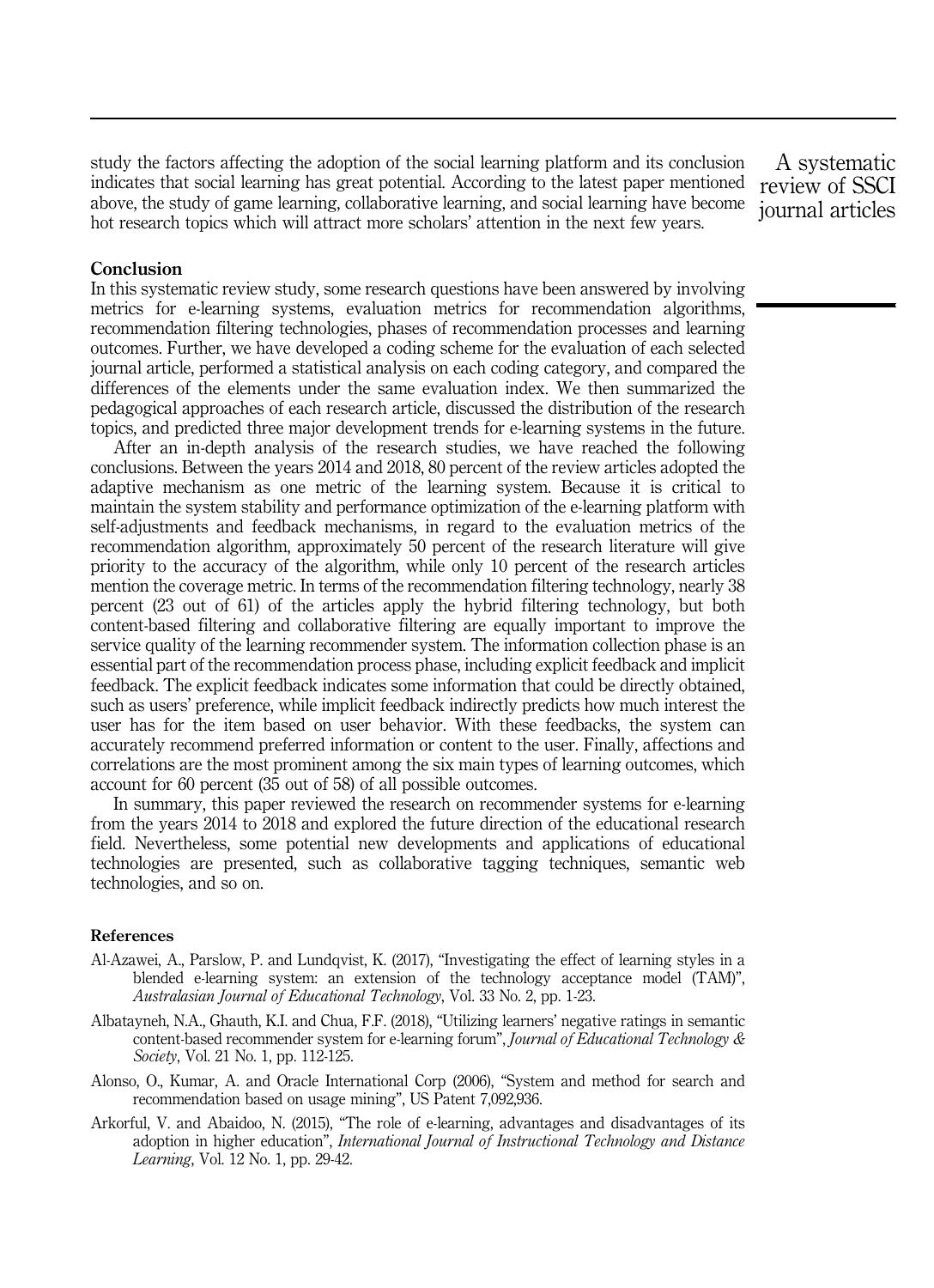study the factors affecting the adoption of the social learning platform and its conclusion indicates that social learning has great potential. According to the latest paper mentioned above, the study of game learning, collaborative learning, and social learning have become hot research topics which will attract more scholars' attention in the next few years.

## Conclusion

In this systematic review study, some research questions have been answered by involving metrics for e-learning systems, evaluation metrics for recommendation algorithms, recommendation filtering technologies, phases of recommendation processes and learning outcomes. Further, we have developed a coding scheme for the evaluation of each selected journal article, performed a statistical analysis on each coding category, and compared the differences of the elements under the same evaluation index. We then summarized the pedagogical approaches of each research article, discussed the distribution of the research topics, and predicted three major development trends for e-learning systems in the future.

After an in-depth analysis of the research studies, we have reached the following conclusions. Between the years 2014 and 2018, 80 percent of the review articles adopted the adaptive mechanism as one metric of the learning system. Because it is critical to maintain the system stability and performance optimization of the e-learning platform with self-adjustments and feedback mechanisms, in regard to the evaluation metrics of the recommendation algorithm, approximately 50 percent of the research literature will give priority to the accuracy of the algorithm, while only 10 percent of the research articles mention the coverage metric. In terms of the recommendation filtering technology, nearly 38 percent (23 out of 61) of the articles apply the hybrid filtering technology, but both content-based filtering and collaborative filtering are equally important to improve the service quality of the learning recommender system. The information collection phase is an essential part of the recommendation process phase, including explicit feedback and implicit feedback. The explicit feedback indicates some information that could be directly obtained, such as users' preference, while implicit feedback indirectly predicts how much interest the user has for the item based on user behavior. With these feedbacks, the system can accurately recommend preferred information or content to the user. Finally, affections and correlations are the most prominent among the six main types of learning outcomes, which account for 60 percent (35 out of 58) of all possible outcomes.

In summary, this paper reviewed the research on recommender systems for e-learning from the years 2014 to 2018 and explored the future direction of the educational research field. Nevertheless, some potential new developments and applications of educational technologies are presented, such as collaborative tagging techniques, semantic web technologies, and so on.

## References

Al-Azawei, A., Parslow, P. and Lundqvist, K. (2017), "Investigating the effect of learning styles in a blended e-learning system: an extension of the technology acceptance model (TAM)", *Australasian Journal of Educational Technology*, Vol. 33 No. 2, pp. 1-23.

Albatayneh, N.A., Ghauth, K.I. and Chua, F.F. (2018), "Utilizing learners' negative ratings in semantic content-based recommender system for e-learning forum", *Journal of Educational Technology & Society*, Vol. 21 No. 1, pp. 112-125.

Alonso, O., Kumar, A. and Oracle International Corp (2006), "System and method for search and recommendation based on usage mining", US Patent 7,092,936.

Arkorful, V. and Abaidoo, N. (2015), "The role of e-learning, advantages and disadvantages of its adoption in higher education", *International Journal of Instructional Technology and Distance Learning*, Vol. 12 No. 1, pp. 29-42.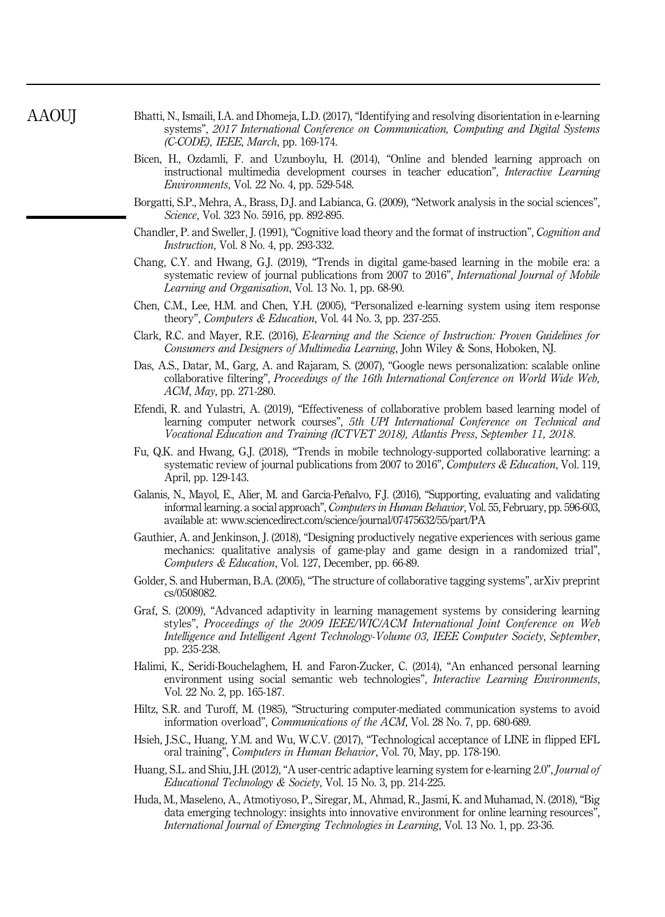Bhatti, N., Ismaili, I.A. and Dhomeja, L.D. (2017), "Identifying and resolving disorientation in e-learning systems", *2017 International Conference on Communication, Computing and Digital Systems (C-CODE), IEEE, March*, pp. 169-174.

Bicen, H., Ozdamli, F. and Uzunboylu, H. (2014), "Online and blended learning approach on instructional multimedia development courses in teacher education", *Interactive Learning Environments*, Vol. 22 No. 4, pp. 529-548.

Borgatti, S.P., Mehra, A., Brass, D.J. and Labianca, G. (2009), "Network analysis in the social sciences", *Science*, Vol. 323 No. 5916, pp. 892-895.

Chandler, P. and Sweller, J. (1991), "Cognitive load theory and the format of instruction", *Cognition and Instruction*, Vol. 8 No. 4, pp. 293-332.

Chang, C.Y. and Hwang, G.J. (2019), "Trends in digital game-based learning in the mobile era: a systematic review of journal publications from 2007 to 2016", *International Journal of Mobile Learning and Organisation*, Vol. 13 No. 1, pp. 68-90.

Chen, C.M., Lee, H.M. and Chen, Y.H. (2005), "Personalized e-learning system using item response theory", *Computers & Education*, Vol. 44 No. 3, pp. 237-255.

Clark, R.C. and Mayer, R.E. (2016), *E-learning and the Science of Instruction: Proven Guidelines for Consumers and Designers of Multimedia Learning*, John Wiley & Sons, Hoboken, NJ.

Das, A.S., Datar, M., Garg, A. and Rajaram, S. (2007), "Google news personalization: scalable online collaborative filtering", *Proceedings of the 16th International Conference on World Wide Web, ACM, May*, pp. 271-280.

Efendi, R. and Yulastri, A. (2019), "Effectiveness of collaborative problem based learning model of learning computer network courses", *5th UPI International Conference on Technical and Vocational Education and Training (ICTVET 2018), Atlantis Press, September 11, 2018*.

Fu, Q.K. and Hwang, G.J. (2018), "Trends in mobile technology-supported collaborative learning: a systematic review of journal publications from 2007 to 2016", *Computers & Education*, Vol. 119, April, pp. 129-143.

Galanis, N., Mayol, E., Alier, M. and García-Peñalvo, F.J. (2016), "Supporting, evaluating and validating informal learning. a social approach", *Computers in Human Behavior*, Vol. 55, February, pp. 596-603, available at: www.sciencedirect.com/science/journal/07475632/55/part/PA

Gauthier, A. and Jenkinson, J. (2018), "Designing productively negative experiences with serious game mechanics: qualitative analysis of game-play and game design in a randomized trial", *Computers & Education*, Vol. 127, December, pp. 66-89.

Golder, S. and Huberman, B.A. (2005), "The structure of collaborative tagging systems", arXiv preprint cs/0508082.

Graf, S. (2009), "Advanced adaptivity in learning management systems by considering learning styles", *Proceedings of the 2009 IEEE/WIC/ACM International Joint Conference on Web Intelligence and Intelligent Agent Technology-Volume 03, IEEE Computer Society, September*, pp. 235-238.

Halimi, K., Seridi-Bouchelaghem, H. and Faron-Zucker, C. (2014), "An enhanced personal learning environment using social semantic web technologies", *Interactive Learning Environments*, Vol. 22 No. 2, pp. 165-187.

Hiltz, S.R. and Turoff, M. (1985), "Structuring computer-mediated communication systems to avoid information overload", *Communications of the ACM*, Vol. 28 No. 7, pp. 680-689.

Hsieh, J.S.C., Huang, Y.M. and Wu, W.C.V. (2017), "Technological acceptance of LINE in flipped EFL oral training", *Computers in Human Behavior*, Vol. 70, May, pp. 178-190.

Huang, S.L. and Shiu, J.H. (2012), "A user-centric adaptive learning system for e-learning 2.0", *Journal of Educational Technology & Society*, Vol. 15 No. 3, pp. 214-225.

Huda, M., Maseleno, A., Atmotiyoso, P., Siregar, M., Ahmad, R., Jasmi, K. and Muhamad, N. (2018), "Big data emerging technology: insights into innovative environment for online learning resources", *International Journal of Emerging Technologies in Learning*, Vol. 13 No. 1, pp. 23-36.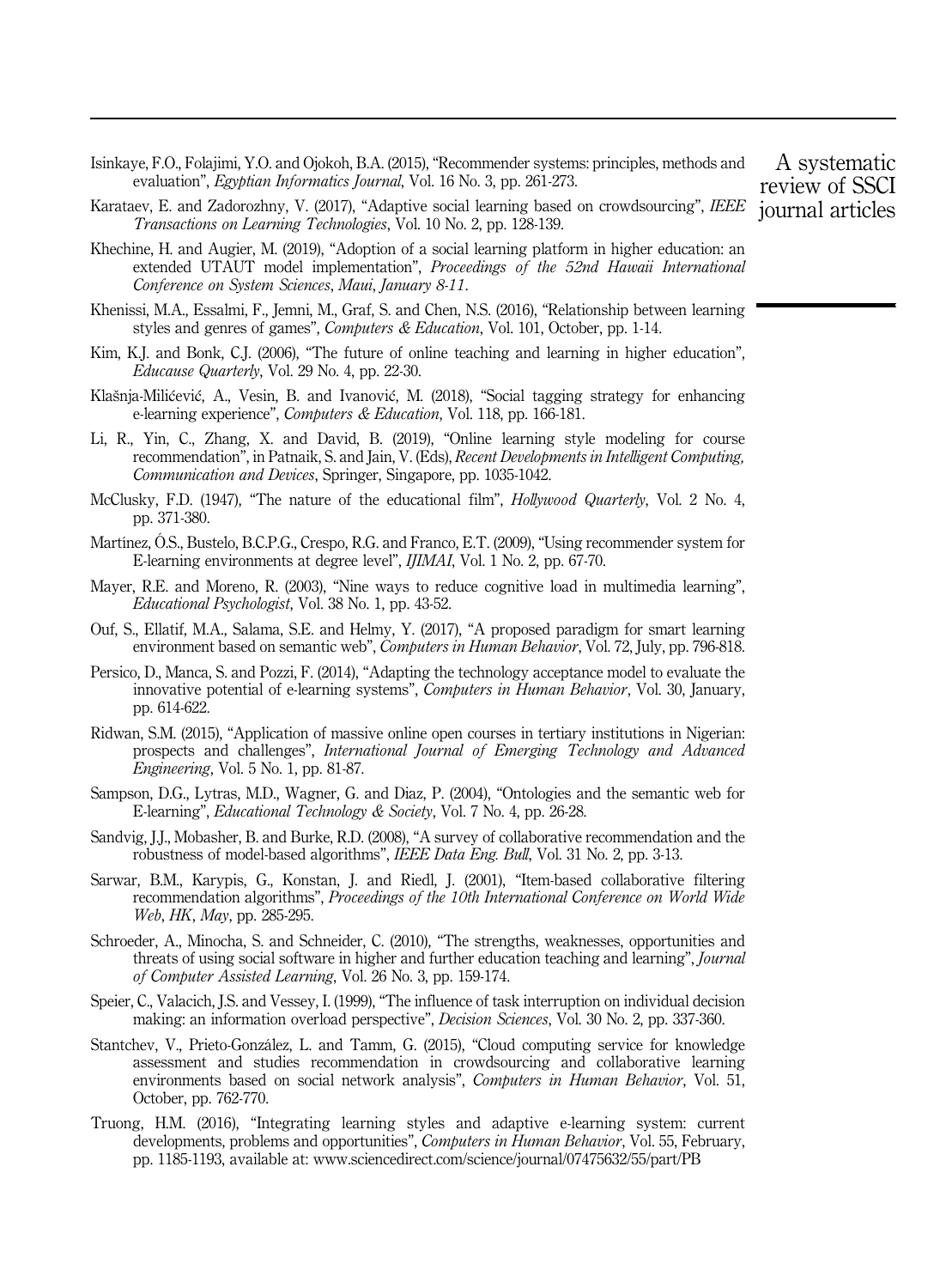Isinkaye, F.O., Folajimi, Y.O. and Ojokoh, B.A. (2015), "Recommender systems: principles, methods and evaluation", *Egyptian Informatics Journal*, Vol. 16 No. 3, pp. 261-273.

Karataev, E. and Zadorozhny, V. (2017), "Adaptive social learning based on crowdsourcing", *IEEE Transactions on Learning Technologies*, Vol. 10 No. 2, pp. 128-139.

Khechine, H. and Augier, M. (2019), "Adoption of a social learning platform in higher education: an extended UTAUT model implementation", *Proceedings of the 52nd Hawaii International Conference on System Sciences*, *Maui*, *January 8-11*.

Khenissi, M.A., Essalmi, F., Jemni, M., Graf, S. and Chen, N.S. (2016), "Relationship between learning styles and genres of games", *Computers & Education*, Vol. 101, October, pp. 1-14.

Kim, K.J. and Bonk, C.J. (2006), "The future of online teaching and learning in higher education", *Educause Quarterly*, Vol. 29 No. 4, pp. 22-30.

Klašnja-Milićević, A., Vesin, B. and Ivanović, M. (2018), "Social tagging strategy for enhancing e-learning experience", *Computers & Education*, Vol. 118, pp. 166-181.

Li, R., Yin, C., Zhang, X. and David, B. (2019), "Online learning style modeling for course recommendation", in Patnaik, S. and Jain, V. (Eds), *Recent Developments in Intelligent Computing, Communication and Devices*, Springer, Singapore, pp. 1035-1042.

McClusky, F.D. (1947), "The nature of the educational film", *Hollywood Quarterly*, Vol. 2 No. 4, pp. 371-380.

Martínez, Ó.S., Bustelo, B.C.P.G., Crespo, R.G. and Franco, E.T. (2009), "Using recommender system for E-learning environments at degree level", *IJIMAI*, Vol. 1 No. 2, pp. 67-70.

Mayer, R.E. and Moreno, R. (2003), "Nine ways to reduce cognitive load in multimedia learning", *Educational Psychologist*, Vol. 38 No. 1, pp. 43-52.

Ouf, S., Ellatif, M.A., Salama, S.E. and Helmy, Y. (2017), "A proposed paradigm for smart learning environment based on semantic web", *Computers in Human Behavior*, Vol. 72, July, pp. 796-818.

Persico, D., Manca, S. and Pozzi, F. (2014), "Adapting the technology acceptance model to evaluate the innovative potential of e-learning systems", *Computers in Human Behavior*, Vol. 30, January, pp. 614-622.

Ridwan, S.M. (2015), "Application of massive online open courses in tertiary institutions in Nigerian: prospects and challenges", *International Journal of Emerging Technology and Advanced Engineering*, Vol. 5 No. 1, pp. 81-87.

Sampson, D.G., Lytras, M.D., Wagner, G. and Diaz, P. (2004), "Ontologies and the semantic web for E-learning", *Educational Technology & Society*, Vol. 7 No. 4, pp. 26-28.

Sandvig, J.J., Mobasher, B. and Burke, R.D. (2008), "A survey of collaborative recommendation and the robustness of model-based algorithms", *IEEE Data Eng. Bull*, Vol. 31 No. 2, pp. 3-13.

Sarwar, B.M., Karypis, G., Konstan, J. and Riedl, J. (2001), "Item-based collaborative filtering recommendation algorithms", *Proceedings of the 10th International Conference on World Wide Web*, *HK*, *May*, pp. 285-295.

Schroeder, A., Minocha, S. and Schneider, C. (2010), "The strengths, weaknesses, opportunities and threats of using social software in higher and further education teaching and learning", *Journal of Computer Assisted Learning*, Vol. 26 No. 3, pp. 159-174.

Speier, C., Valacich, J.S. and Vessey, I. (1999), "The influence of task interruption on individual decision making: an information overload perspective", *Decision Sciences*, Vol. 30 No. 2, pp. 337-360.

Stantchev, V., Prieto-González, L. and Tamm, G. (2015), "Cloud computing service for knowledge assessment and studies recommendation in crowdsourcing and collaborative learning environments based on social network analysis", *Computers in Human Behavior*, Vol. 51, October, pp. 762-770.

Truong, H.M. (2016), "Integrating learning styles and adaptive e-learning system: current developments, problems and opportunities", *Computers in Human Behavior*, Vol. 55, February, pp. 1185-1193, available at: www.sciencedirect.com/science/journal/07475632/55/part/PB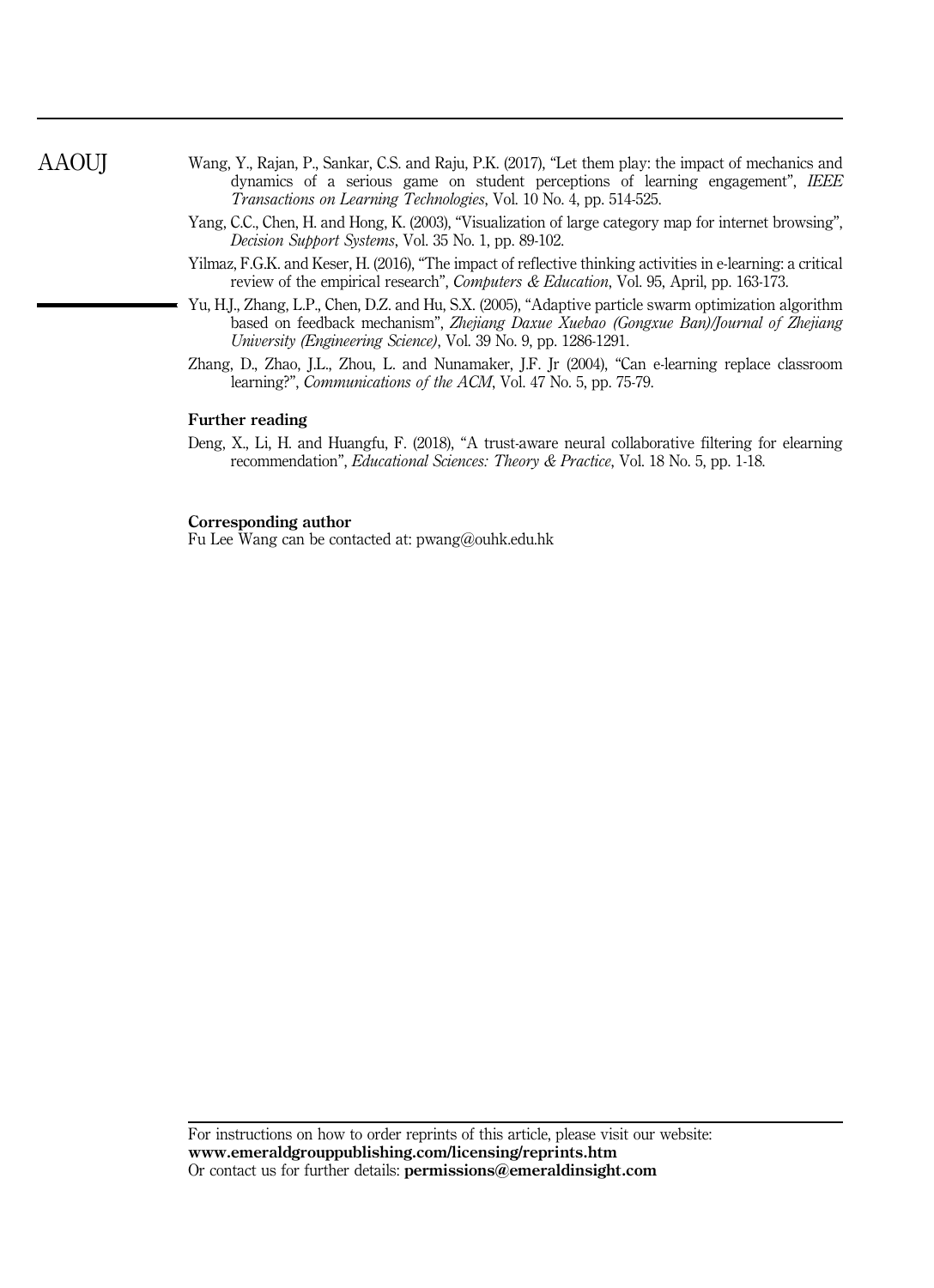Wang, Y., Rajan, P., Sankar, C.S. and Raju, P.K. (2017), "Let them play: the impact of mechanics and dynamics of a serious game on student perceptions of learning engagement", *IEEE Transactions on Learning Technologies*, Vol. 10 No. 4, pp. 514-525.

Yang, C.C., Chen, H. and Hong, K. (2003), "Visualization of large category map for internet browsing", *Decision Support Systems*, Vol. 35 No. 1, pp. 89-102.

Yilmaz, F.G.K. and Keser, H. (2016), "The impact of reflective thinking activities in e-learning: a critical review of the empirical research", *Computers & Education*, Vol. 95, April, pp. 163-173.

Yu, H.J., Zhang, L.P., Chen, D.Z. and Hu, S.X. (2005), "Adaptive particle swarm optimization algorithm based on feedback mechanism", *Zhejiang Daxue Xuebao (Gongxue Ban)/Journal of Zhejiang University (Engineering Science)*, Vol. 39 No. 9, pp. 1286-1291.

Zhang, D., Zhao, J.L., Zhou, L. and Nunamaker, J.F. Jr (2004), "Can e-learning replace classroom learning?", *Communications of the ACM*, Vol. 47 No. 5, pp. 75-79.

## Further reading

Deng, X., Li, H. and Huangfu, F. (2018), "A trust-aware neural collaborative filtering for elearning recommendation", *Educational Sciences: Theory & Practice*, Vol. 18 No. 5, pp. 1-18.

## Corresponding author

Fu Lee Wang can be contacted at: pwang@ouhk.edu.hk

For instructions on how to order reprints of this article, please visit our website:
**www.emeraldgrouppublishing.com/licensing/reprints.htm**
Or contact us for further details: **permissions@emeraldinsight.com**